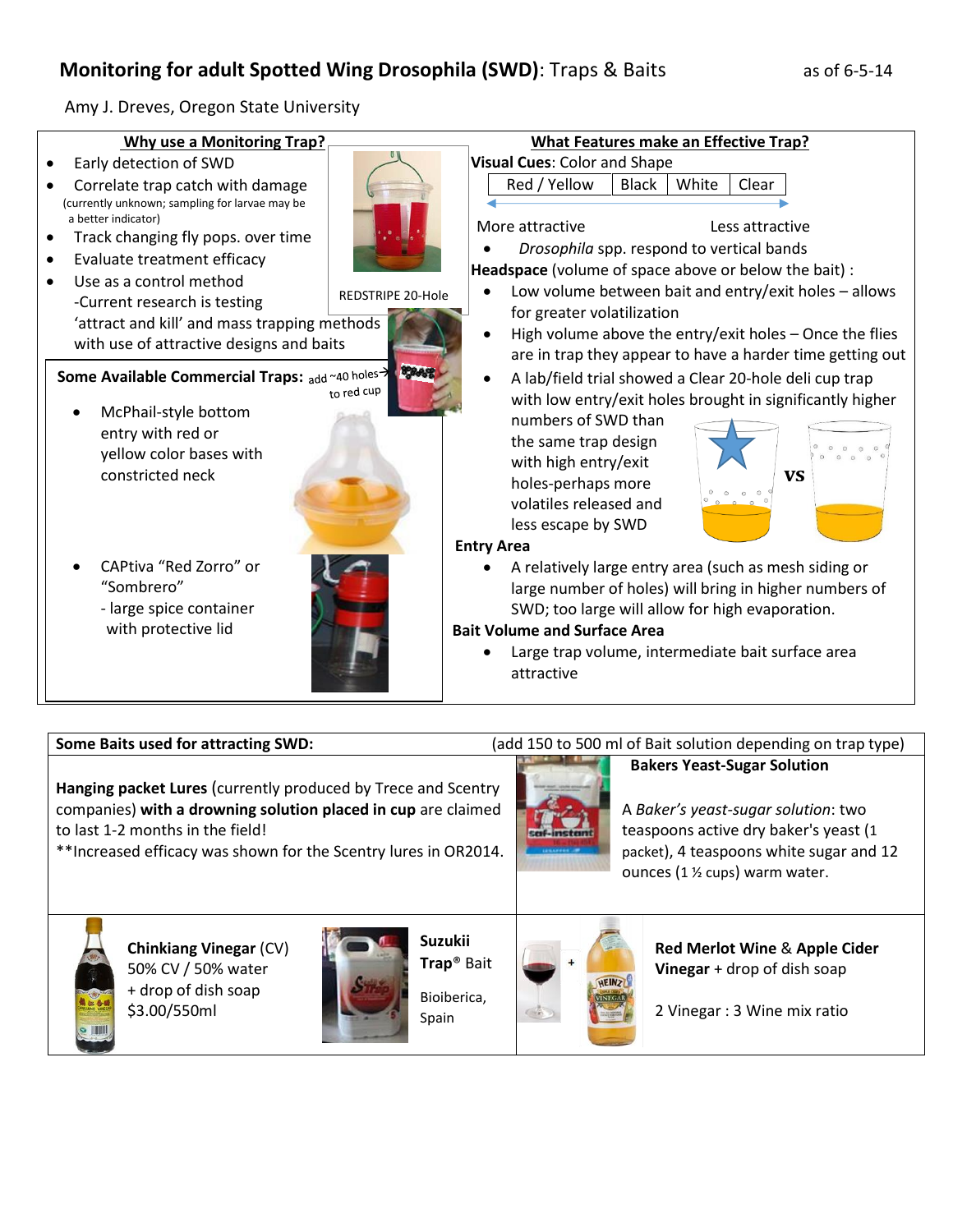# Monitoring for adult Spotted Wing Drosophila (SWD): Traps & Baits

as of 6-5-14

Amy J. Dreves, Oregon State University

## Why use a Monitoring Trap?

- Early detection of SWD
- Correlate trap catch with damage (currently unknown; sampling for larvae may be a better indicator)
- Track changing fly pops. over time
- Evaluate treatment efficacy
- Use as a control method
  - -Current research is testing 'attract and kill' and mass trapping methods with use of attractive designs and baits

REDSTRIPE 20-Hole

add ~40 holes to red cup

## Some Available Commercial Traps:

- McPhail-style bottom entry with red or yellow color bases with constricted neck
- CAPtiva "Red Zorro" or "Sombrero"
  - large spice container with protective lid

## What Features make an Effective Trap?

**Visual Cues**: Color and Shape

| Red / Yellow | Black | White | Clear |
|---|---|---|---|

More attractive ⟷ Less attractive

- *Drosophila* spp. respond to vertical bands

**Headspace** (volume of space above or below the bait) :

- Low volume between bait and entry/exit holes – allows for greater volatilization
- High volume above the entry/exit holes – Once the flies are in trap they appear to have a harder time getting out
- A lab/field trial showed a Clear 20-hole deli cup trap with low entry/exit holes brought in significantly higher numbers of SWD than the same trap design with high entry/exit holes-perhaps more volatiles released and less escape by SWD

VS

**Entry Area**

- A relatively large entry area (such as mesh siding or large number of holes) will bring in higher numbers of SWD; too large will allow for high evaporation.

**Bait Volume and Surface Area**

- Large trap volume, intermediate bait surface area attractive

## Some Baits used for attracting SWD:

(add 150 to 500 ml of Bait solution depending on trap type)

**Hanging packet Lures** (currently produced by Trece and Scentry companies) **with a drowning solution placed in cup** are claimed to last 1-2 months in the field!

**Increased efficacy was shown for the Scentry lures in OR2014.

**Bakers Yeast-Sugar Solution**

A *Baker's yeast-sugar solution*: two teaspoons active dry baker's yeast (1 packet), 4 teaspoons white sugar and 12 ounces (1 ½ cups) warm water.

**Chinkiang Vinegar** (CV)
50% CV / 50% water
+ drop of dish soap
$3.00/550ml

**Suzukii Trap® Bait**
Bioiberica, Spain

**Red Merlot Wine** & **Apple Cider Vinegar** + drop of dish soap

2 Vinegar : 3 Wine mix ratio